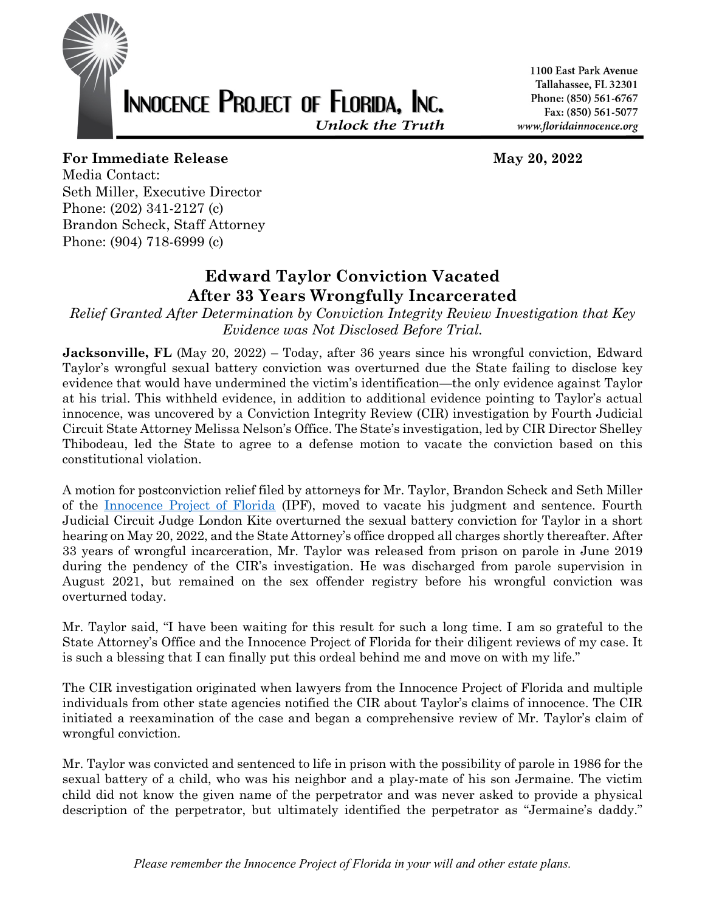**INNOCENCE PROJECT OF FLORIDA, INC.**
*Unlock the Truth*

1100 East Park Avenue
Tallahassee, FL 32301
Phone: (850) 561-6767
Fax: (850) 561-5077
www.floridainnocence.org

**For Immediate Release** **May 20, 2022**

Media Contact:
Seth Miller, Executive Director
Phone: (202) 341-2127 (c)
Brandon Scheck, Staff Attorney
Phone: (904) 718-6999 (c)

## Edward Taylor Conviction Vacated After 33 Years Wrongfully Incarcerated

*Relief Granted After Determination by Conviction Integrity Review Investigation that Key Evidence was Not Disclosed Before Trial.*

**Jacksonville, FL** (May 20, 2022) – Today, after 36 years since his wrongful conviction, Edward Taylor's wrongful sexual battery conviction was overturned due the State failing to disclose key evidence that would have undermined the victim's identification—the only evidence against Taylor at his trial. This withheld evidence, in addition to additional evidence pointing to Taylor's actual innocence, was uncovered by a Conviction Integrity Review (CIR) investigation by Fourth Judicial Circuit State Attorney Melissa Nelson's Office. The State's investigation, led by CIR Director Shelley Thibodeau, led the State to agree to a defense motion to vacate the conviction based on this constitutional violation.

A motion for postconviction relief filed by attorneys for Mr. Taylor, Brandon Scheck and Seth Miller of the Innocence Project of Florida (IPF), moved to vacate his judgment and sentence. Fourth Judicial Circuit Judge London Kite overturned the sexual battery conviction for Taylor in a short hearing on May 20, 2022, and the State Attorney's office dropped all charges shortly thereafter. After 33 years of wrongful incarceration, Mr. Taylor was released from prison on parole in June 2019 during the pendency of the CIR's investigation. He was discharged from parole supervision in August 2021, but remained on the sex offender registry before his wrongful conviction was overturned today.

Mr. Taylor said, "I have been waiting for this result for such a long time. I am so grateful to the State Attorney's Office and the Innocence Project of Florida for their diligent reviews of my case. It is such a blessing that I can finally put this ordeal behind me and move on with my life."

The CIR investigation originated when lawyers from the Innocence Project of Florida and multiple individuals from other state agencies notified the CIR about Taylor's claims of innocence. The CIR initiated a reexamination of the case and began a comprehensive review of Mr. Taylor's claim of wrongful conviction.

Mr. Taylor was convicted and sentenced to life in prison with the possibility of parole in 1986 for the sexual battery of a child, who was his neighbor and a play-mate of his son Jermaine. The victim child did not know the given name of the perpetrator and was never asked to provide a physical description of the perpetrator, but ultimately identified the perpetrator as "Jermaine's daddy."

*Please remember the Innocence Project of Florida in your will and other estate plans.*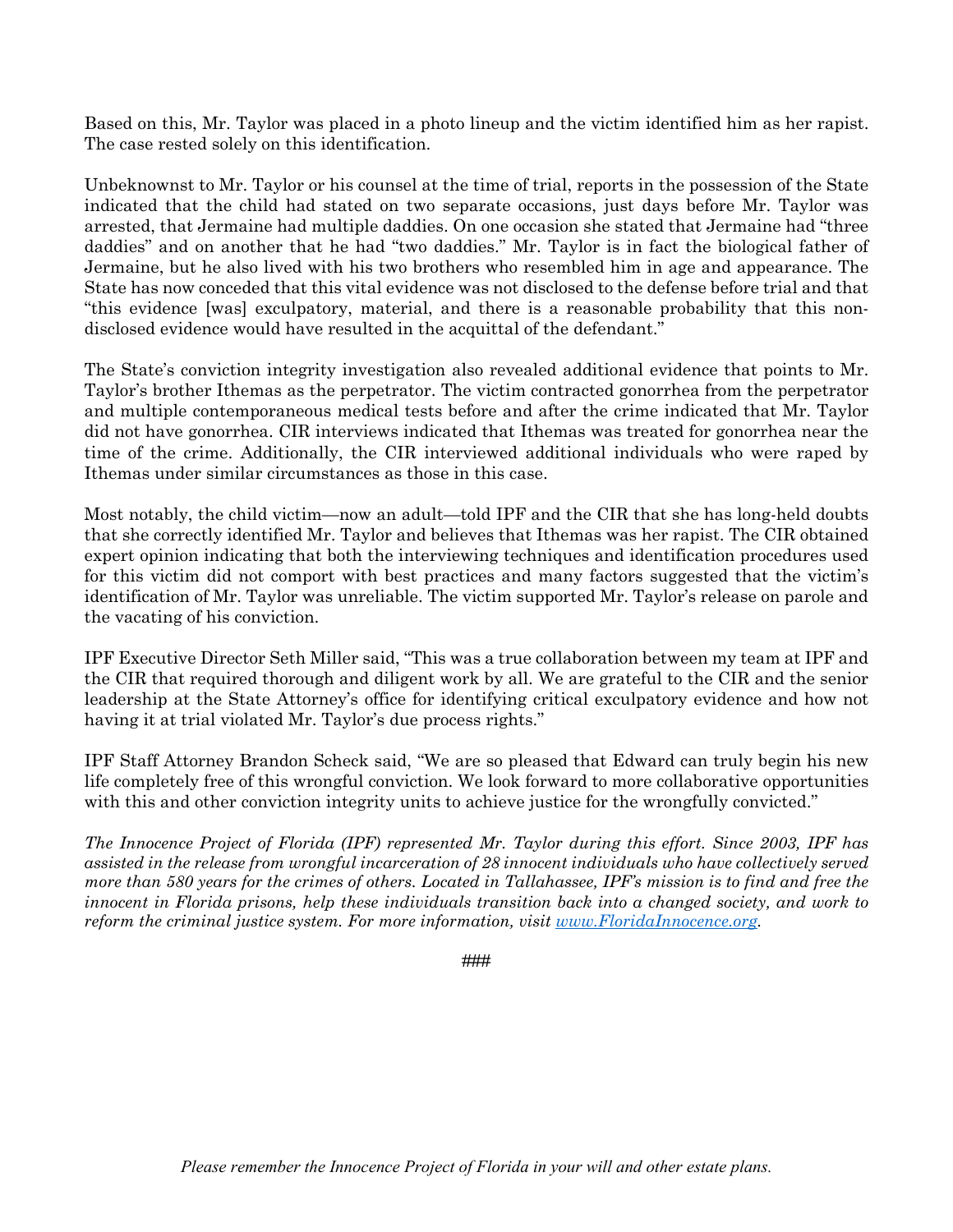Based on this, Mr. Taylor was placed in a photo lineup and the victim identified him as her rapist. The case rested solely on this identification.

Unbeknownst to Mr. Taylor or his counsel at the time of trial, reports in the possession of the State indicated that the child had stated on two separate occasions, just days before Mr. Taylor was arrested, that Jermaine had multiple daddies. On one occasion she stated that Jermaine had "three daddies" and on another that he had "two daddies." Mr. Taylor is in fact the biological father of Jermaine, but he also lived with his two brothers who resembled him in age and appearance. The State has now conceded that this vital evidence was not disclosed to the defense before trial and that "this evidence [was] exculpatory, material, and there is a reasonable probability that this non-disclosed evidence would have resulted in the acquittal of the defendant."

The State's conviction integrity investigation also revealed additional evidence that points to Mr. Taylor's brother Ithemas as the perpetrator. The victim contracted gonorrhea from the perpetrator and multiple contemporaneous medical tests before and after the crime indicated that Mr. Taylor did not have gonorrhea. CIR interviews indicated that Ithemas was treated for gonorrhea near the time of the crime. Additionally, the CIR interviewed additional individuals who were raped by Ithemas under similar circumstances as those in this case.

Most notably, the child victim—now an adult—told IPF and the CIR that she has long-held doubts that she correctly identified Mr. Taylor and believes that Ithemas was her rapist. The CIR obtained expert opinion indicating that both the interviewing techniques and identification procedures used for this victim did not comport with best practices and many factors suggested that the victim's identification of Mr. Taylor was unreliable. The victim supported Mr. Taylor's release on parole and the vacating of his conviction.

IPF Executive Director Seth Miller said, "This was a true collaboration between my team at IPF and the CIR that required thorough and diligent work by all. We are grateful to the CIR and the senior leadership at the State Attorney's office for identifying critical exculpatory evidence and how not having it at trial violated Mr. Taylor's due process rights."

IPF Staff Attorney Brandon Scheck said, "We are so pleased that Edward can truly begin his new life completely free of this wrongful conviction. We look forward to more collaborative opportunities with this and other conviction integrity units to achieve justice for the wrongfully convicted."

*The Innocence Project of Florida (IPF) represented Mr. Taylor during this effort. Since 2003, IPF has assisted in the release from wrongful incarceration of 28 innocent individuals who have collectively served more than 580 years for the crimes of others. Located in Tallahassee, IPF's mission is to find and free the innocent in Florida prisons, help these individuals transition back into a changed society, and work to reform the criminal justice system. For more information, visit [www.FloridaInnocence.org](http://www.FloridaInnocence.org).*

###

*Please remember the Innocence Project of Florida in your will and other estate plans.*